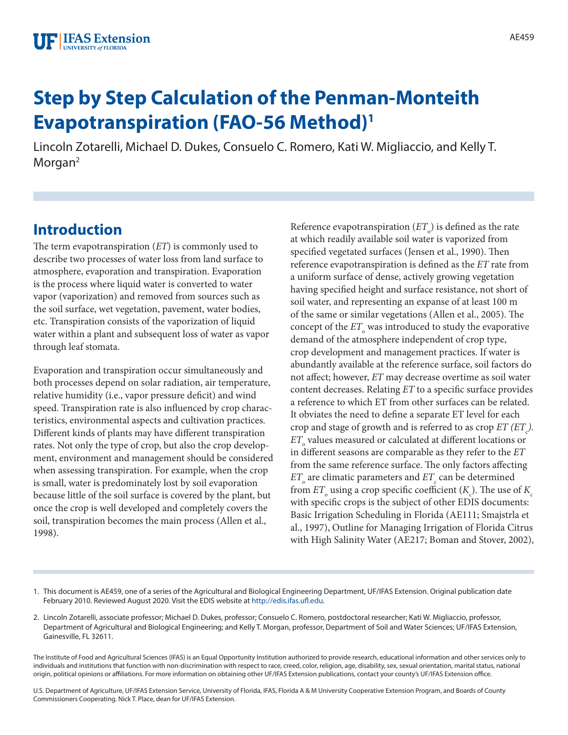# Step by Step Calculation of the Penman-Monteith Evapotranspiration (FAO-56 Method)[1]

Lincoln Zotarelli, Michael D. Dukes, Consuelo C. Romero, Kati W. Migliaccio, and Kelly T. Morgan[2]

## Introduction

The term evapotranspiration (*ET*) is commonly used to describe two processes of water loss from land surface to atmosphere, evaporation and transpiration. Evaporation is the process where liquid water is converted to water vapor (vaporization) and removed from sources such as the soil surface, wet vegetation, pavement, water bodies, etc. Transpiration consists of the vaporization of liquid water within a plant and subsequent loss of water as vapor through leaf stomata.

Evaporation and transpiration occur simultaneously and both processes depend on solar radiation, air temperature, relative humidity (i.e., vapor pressure deficit) and wind speed. Transpiration rate is also influenced by crop characteristics, environmental aspects and cultivation practices. Different kinds of plants may have different transpiration rates. Not only the type of crop, but also the crop development, environment and management should be considered when assessing transpiration. For example, when the crop is small, water is predominately lost by soil evaporation because little of the soil surface is covered by the plant, but once the crop is well developed and completely covers the soil, transpiration becomes the main process (Allen et al., 1998).

Reference evapotranspiration ($ET_o$) is defined as the rate at which readily available soil water is vaporized from specified vegetated surfaces (Jensen et al., 1990). Then reference evapotranspiration is defined as the *ET* rate from a uniform surface of dense, actively growing vegetation having specified height and surface resistance, not short of soil water, and representing an expanse of at least 100 m of the same or similar vegetations (Allen et al., 2005). The concept of the $ET_o$ was introduced to study the evaporative demand of the atmosphere independent of crop type, crop development and management practices. If water is abundantly available at the reference surface, soil factors do not affect; however, *ET* may decrease overtime as soil water content decreases. Relating *ET* to a specific surface provides a reference to which ET from other surfaces can be related. It obviates the need to define a separate ET level for each crop and stage of growth and is referred to as crop *ET* ($ET_c$). $ET_o$ values measured or calculated at different locations or in different seasons are comparable as they refer to the *ET* from the same reference surface. The only factors affecting $ET_o$ are climatic parameters and $ET_c$ can be determined from $ET_o$ using a crop specific coefficient ($K_c$). The use of $K_c$ with specific crops is the subject of other EDIS documents: Basic Irrigation Scheduling in Florida (AE111; Smajstrla et al., 1997), Outline for Managing Irrigation of Florida Citrus with High Salinity Water (AE217; Boman and Stover, 2002),

1. This document is AE459, one of a series of the Agricultural and Biological Engineering Department, UF/IFAS Extension. Original publication date February 2010. Reviewed August 2020. Visit the EDIS website at http://edis.ifas.ufl.edu.

2. Lincoln Zotarelli, associate professor; Michael D. Dukes, professor; Consuelo C. Romero, postdoctoral researcher; Kati W. Migliaccio, professor, Department of Agricultural and Biological Engineering; and Kelly T. Morgan, professor, Department of Soil and Water Sciences; UF/IFAS Extension, Gainesville, FL 32611.

The Institute of Food and Agricultural Sciences (IFAS) is an Equal Opportunity Institution authorized to provide research, educational information and other services only to individuals and institutions that function with non-discrimination with respect to race, creed, color, religion, age, disability, sex, sexual orientation, marital status, national origin, political opinions or affiliations. For more information on obtaining other UF/IFAS Extension publications, contact your county's UF/IFAS Extension office.

U.S. Department of Agriculture, UF/IFAS Extension Service, University of Florida, IFAS, Florida A & M University Cooperative Extension Program, and Boards of County Commissioners Cooperating. Nick T. Place, dean for UF/IFAS Extension.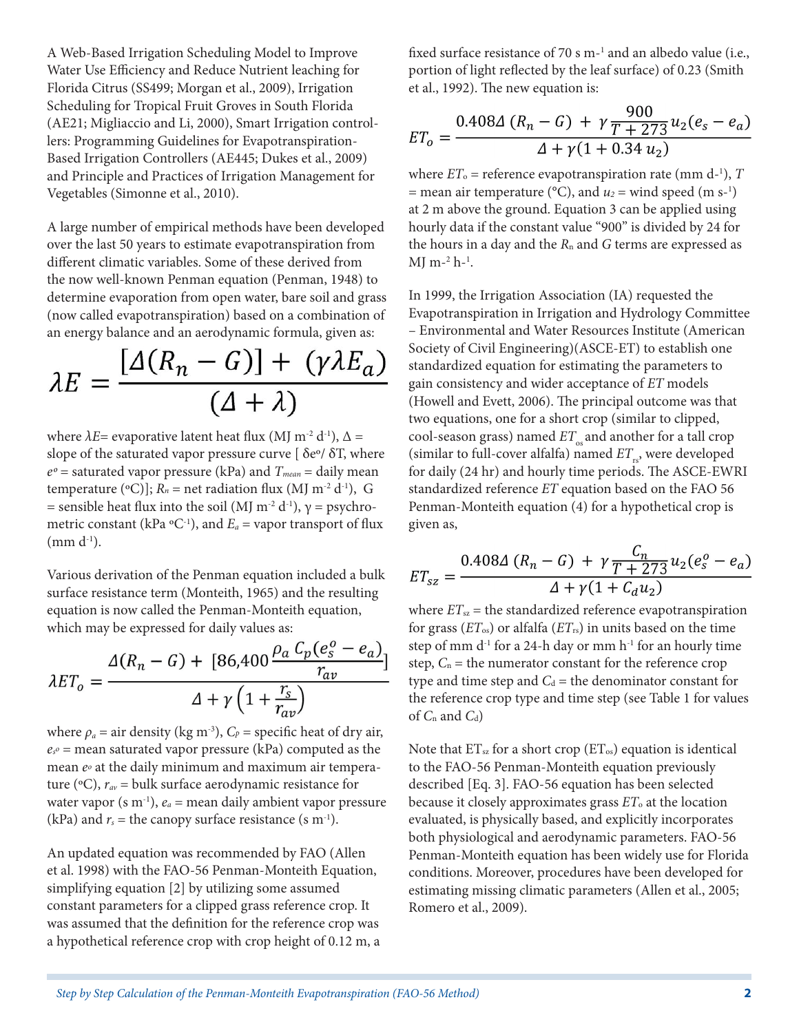A Web-Based Irrigation Scheduling Model to Improve Water Use Efficiency and Reduce Nutrient leaching for Florida Citrus (SS499; Morgan et al., 2009), Irrigation Scheduling for Tropical Fruit Groves in South Florida (AE21; Migliaccio and Li, 2000), Smart Irrigation controllers: Programming Guidelines for Evapotranspiration-Based Irrigation Controllers (AE445; Dukes et al., 2009) and Principle and Practices of Irrigation Management for Vegetables (Simonne et al., 2010).

A large number of empirical methods have been developed over the last 50 years to estimate evapotranspiration from different climatic variables. Some of these derived from the now well-known Penman equation (Penman, 1948) to determine evaporation from open water, bare soil and grass (now called evapotranspiration) based on a combination of an energy balance and an aerodynamic formula, given as:

$$\lambda E = \frac{[\Delta(R_n - G)] + (\gamma \lambda E_a)}{(\Delta + \lambda)}$$

where $\lambda E$= evaporative latent heat flux (MJ $m^{-2}$ $d^{-1}$), $\Delta$ = slope of the saturated vapor pressure curve [ $\delta e^o / \delta T$, where $e^o$ = saturated vapor pressure (kPa) and $T_{mean}$ = daily mean temperature (°C)]; $R_n$ = net radiation flux (MJ $m^{-2}$ $d^{-1}$), G = sensible heat flux into the soil (MJ $m^{-2}$ $d^{-1}$), $\gamma$ = psychrometric constant (kPa °$C^{-1}$), and $E_a$ = vapor transport of flux (mm $d^{-1}$).

Various derivation of the Penman equation included a bulk surface resistance term (Monteith, 1965) and the resulting equation is now called the Penman-Monteith equation, which may be expressed for daily values as:

$$\lambda ET_o = \frac{\Delta(R_n - G) + [86{,}400 \frac{\rho_a C_p (e_s^o - e_a)}{r_{av}}]}{\Delta + \gamma \left(1 + \frac{r_s}{r_{av}}\right)}$$

where $\rho_a$ = air density (kg $m^{-3}$), $C_p$ = specific heat of dry air, $e_s^o$ = mean saturated vapor pressure (kPa) computed as the mean $e^o$ at the daily minimum and maximum air temperature (°C), $r_{av}$ = bulk surface aerodynamic resistance for water vapor (s $m^{-1}$), $e_a$ = mean daily ambient vapor pressure (kPa) and $r_s$ = the canopy surface resistance (s $m^{-1}$).

An updated equation was recommended by FAO (Allen et al. 1998) with the FAO-56 Penman-Monteith Equation, simplifying equation [2] by utilizing some assumed constant parameters for a clipped grass reference crop. It was assumed that the definition for the reference crop was a hypothetical reference crop with crop height of 0.12 m, a fixed surface resistance of 70 s $m^{-1}$ and an albedo value (i.e., portion of light reflected by the leaf surface) of 0.23 (Smith et al., 1992). The new equation is:

$$ET_o = \frac{0.408\Delta\,(R_n - G) + \gamma \frac{900}{T + 273} u_2 (e_s - e_a)}{\Delta + \gamma(1 + 0.34\, u_2)}$$

where $ET_o$ = reference evapotranspiration rate (mm $d^{-1}$), $T$ = mean air temperature (°C), and $u_2$ = wind speed (m $s^{-1}$) at 2 m above the ground. Equation 3 can be applied using hourly data if the constant value "900" is divided by 24 for the hours in a day and the $R_n$ and $G$ terms are expressed as MJ $m^{-2}$ $h^{-1}$.

In 1999, the Irrigation Association (IA) requested the Evapotranspiration in Irrigation and Hydrology Committee – Environmental and Water Resources Institute (American Society of Civil Engineering)(ASCE-ET) to establish one standardized equation for estimating the parameters to gain consistency and wider acceptance of *ET* models (Howell and Evett, 2006). The principal outcome was that two equations, one for a short crop (similar to clipped, cool-season grass) named $ET_{os}$ and another for a tall crop (similar to full-cover alfalfa) named $ET_{rs}$, were developed for daily (24 hr) and hourly time periods. The ASCE-EWRI standardized reference *ET* equation based on the FAO 56 Penman-Monteith equation (4) for a hypothetical crop is given as,

$$ET_{sz} = \frac{0.408\Delta\,(R_n - G) + \gamma \frac{C_n}{T + 273} u_2 (e_s^o - e_a)}{\Delta + \gamma(1 + C_d u_2)}$$

where $ET_{sz}$ = the standardized reference evapotranspiration for grass ($ET_{os}$) or alfalfa ($ET_{rs}$) in units based on the time step of mm $d^{-1}$ for a 24-h day or mm $h^{-1}$ for an hourly time step, $C_n$ = the numerator constant for the reference crop type and time step and $C_d$ = the denominator constant for the reference crop type and time step (see Table 1 for values of $C_n$ and $C_d$)

Note that $ET_{sz}$ for a short crop ($ET_{os}$) equation is identical to the FAO-56 Penman-Monteith equation previously described [Eq. 3]. FAO-56 equation has been selected because it closely approximates grass $ET_o$ at the location evaluated, is physically based, and explicitly incorporates both physiological and aerodynamic parameters. FAO-56 Penman-Monteith equation has been widely use for Florida conditions. Moreover, procedures have been developed for estimating missing climatic parameters (Allen et al., 2005; Romero et al., 2009).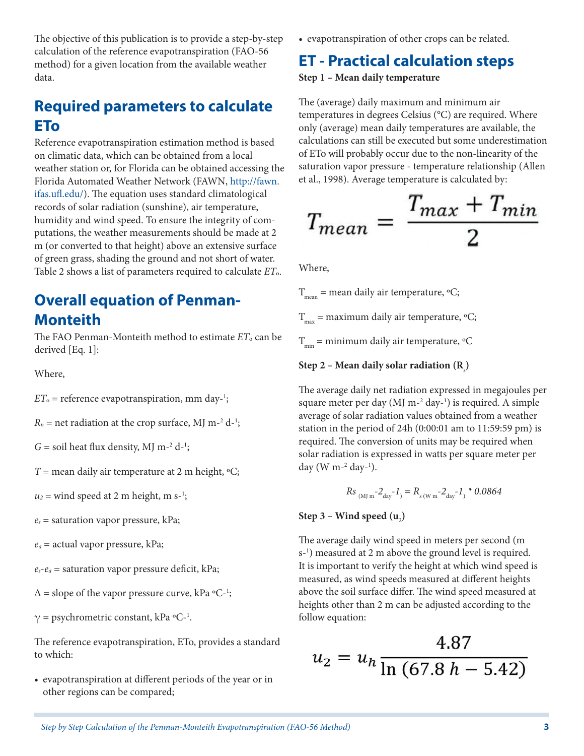The objective of this publication is to provide a step-by-step calculation of the reference evapotranspiration (FAO-56 method) for a given location from the available weather data.

## Required parameters to calculate ETo

Reference evapotranspiration estimation method is based on climatic data, which can be obtained from a local weather station or, for Florida can be obtained accessing the Florida Automated Weather Network (FAWN, http://fawn.ifas.ufl.edu/). The equation uses standard climatological records of solar radiation (sunshine), air temperature, humidity and wind speed. To ensure the integrity of computations, the weather measurements should be made at 2 m (or converted to that height) above an extensive surface of green grass, shading the ground and not short of water. Table 2 shows a list of parameters required to calculate $ET_o$.

## Overall equation of Penman-Monteith

The FAO Penman-Monteith method to estimate $ET_o$ can be derived [Eq. 1]:

Where,

$ET_o$ = reference evapotranspiration, mm day$^{-1}$;

$R_n$ = net radiation at the crop surface, MJ m$^{-2}$ d$^{-1}$;

$G$ = soil heat flux density, MJ m$^{-2}$ d$^{-1}$;

$T$ = mean daily air temperature at 2 m height, ºC;

$u_2$ = wind speed at 2 m height, m s$^{-1}$;

$e_s$ = saturation vapor pressure, kPa;

$e_a$ = actual vapor pressure, kPa;

$e_s$-$e_a$ = saturation vapor pressure deficit, kPa;

$\Delta$ = slope of the vapor pressure curve, kPa ºC$^{-1}$;

$\gamma$ = psychrometric constant, kPa ºC$^{-1}$.

The reference evapotranspiration, ETo, provides a standard to which:

- evapotranspiration at different periods of the year or in other regions can be compared;
- evapotranspiration of other crops can be related.

## ET - Practical calculation steps

**Step 1 – Mean daily temperature**

The (average) daily maximum and minimum air temperatures in degrees Celsius (°C) are required. Where only (average) mean daily temperatures are available, the calculations can still be executed but some underestimation of ETo will probably occur due to the non-linearity of the saturation vapor pressure - temperature relationship (Allen et al., 1998). Average temperature is calculated by:

$$T_{mean} = \frac{T_{max} + T_{min}}{2}$$

Where,

$T_{mean}$ = mean daily air temperature, ºC;

$T_{max}$ = maximum daily air temperature, ºC;

$T_{min}$ = minimum daily air temperature, ºC

**Step 2 – Mean daily solar radiation ($R_s$)**

The average daily net radiation expressed in megajoules per square meter per day (MJ m$^{-2}$ day$^{-1}$) is required. A simple average of solar radiation values obtained from a weather station in the period of 24h (0:00:01 am to 11:59:59 pm) is required. The conversion of units may be required when solar radiation is expressed in watts per square meter per day (W m$^{-2}$ day$^{-1}$).

$$Rs_{(MJ\,m^{-2}\,day^{-1})} = R_{s\,(W\,m^{-2}\,day^{-1})} * 0.0864$$

**Step 3 – Wind speed ($u_2$)**

The average daily wind speed in meters per second (m s$^{-1}$) measured at 2 m above the ground level is required. It is important to verify the height at which wind speed is measured, as wind speeds measured at different heights above the soil surface differ. The wind speed measured at heights other than 2 m can be adjusted according to the follow equation:

$$u_2 = u_h \frac{4.87}{\ln(67.8\,h - 5.42)}$$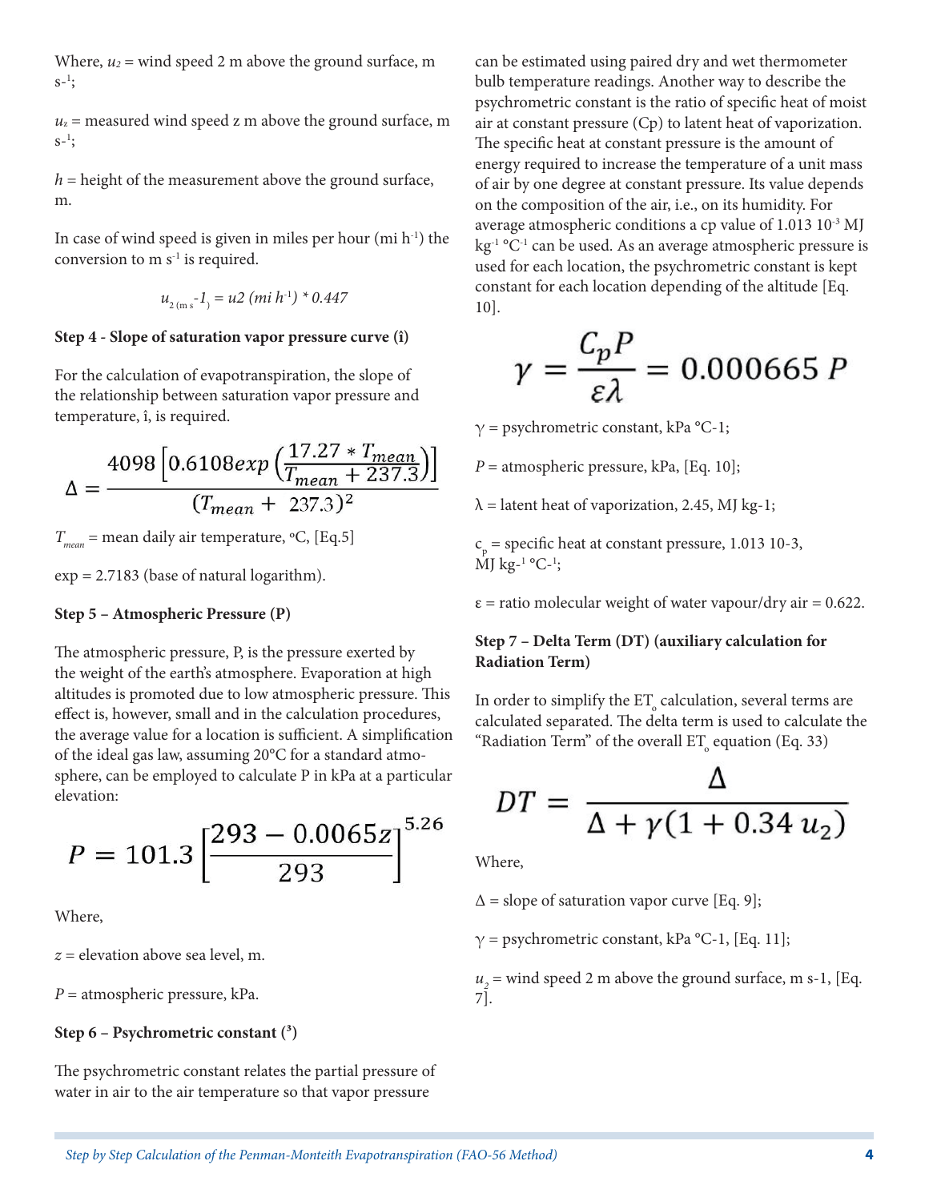Where, $u_2$ = wind speed 2 m above the ground surface, m $s^{-1}$;

$u_z$ = measured wind speed z m above the ground surface, m $s^{-1}$;

$h$ = height of the measurement above the ground surface, m.

In case of wind speed is given in miles per hour (mi $h^{-1}$) the conversion to m $s^{-1}$ is required.

$$u_{2\,(m\,s^{-1})} = u2\ (mi\ h^{-1}) * 0.447$$

**Step 4 - Slope of saturation vapor pressure curve (î)**

For the calculation of evapotranspiration, the slope of the relationship between saturation vapor pressure and temperature, î, is required.

$$\Delta = \frac{4098\left[0.6108 exp\left(\frac{17.27 * T_{mean}}{T_{mean} + 237.3}\right)\right]}{(T_{mean} + 237.3)^2}$$

$T_{mean}$ = mean daily air temperature, °C, [Eq.5]

exp = 2.7183 (base of natural logarithm).

**Step 5 – Atmospheric Pressure (P)**

The atmospheric pressure, P, is the pressure exerted by the weight of the earth's atmosphere. Evaporation at high altitudes is promoted due to low atmospheric pressure. This effect is, however, small and in the calculation procedures, the average value for a location is sufficient. A simplification of the ideal gas law, assuming 20°C for a standard atmosphere, can be employed to calculate P in kPa at a particular elevation:

$$P = 101.3\left[\frac{293 - 0.0065z}{293}\right]^{5.26}$$

Where,

$z$ = elevation above sea level, m.

$P$ = atmospheric pressure, kPa.

**Step 6 – Psychrometric constant (³)**

The psychrometric constant relates the partial pressure of water in air to the air temperature so that vapor pressure can be estimated using paired dry and wet thermometer bulb temperature readings. Another way to describe the psychrometric constant is the ratio of specific heat of moist air at constant pressure (Cp) to latent heat of vaporization. The specific heat at constant pressure is the amount of energy required to increase the temperature of a unit mass of air by one degree at constant pressure. Its value depends on the composition of the air, i.e., on its humidity. For average atmospheric conditions a cp value of 1.013 $10^{-3}$ MJ $kg^{-1}$ $°C^{-1}$ can be used. As an average atmospheric pressure is used for each location, the psychrometric constant is kept constant for each location depending of the altitude [Eq. 10].

$$\gamma = \frac{C_p P}{\varepsilon\lambda} = 0.000665\ P$$

$\gamma$ = psychrometric constant, kPa °C-1;

$P$ = atmospheric pressure, kPa, [Eq. 10];

$\lambda$ = latent heat of vaporization, 2.45, MJ kg-1;

$c_p$ = specific heat at constant pressure, 1.013 10-3, MJ $kg^{-1}$ $°C^{-1}$;

$\varepsilon$ = ratio molecular weight of water vapour/dry air = 0.622.

**Step 7 – Delta Term (DT) (auxiliary calculation for Radiation Term)**

In order to simplify the $ET_o$ calculation, several terms are calculated separated. The delta term is used to calculate the "Radiation Term" of the overall $ET_o$ equation (Eq. 33)

$$DT = \frac{\Delta}{\Delta + \gamma(1 + 0.34\,u_2)}$$

Where,

$\Delta$ = slope of saturation vapor curve [Eq. 9];

$\gamma$ = psychrometric constant, kPa °C-1, [Eq. 11];

$u_2$ = wind speed 2 m above the ground surface, m s-1, [Eq. 7].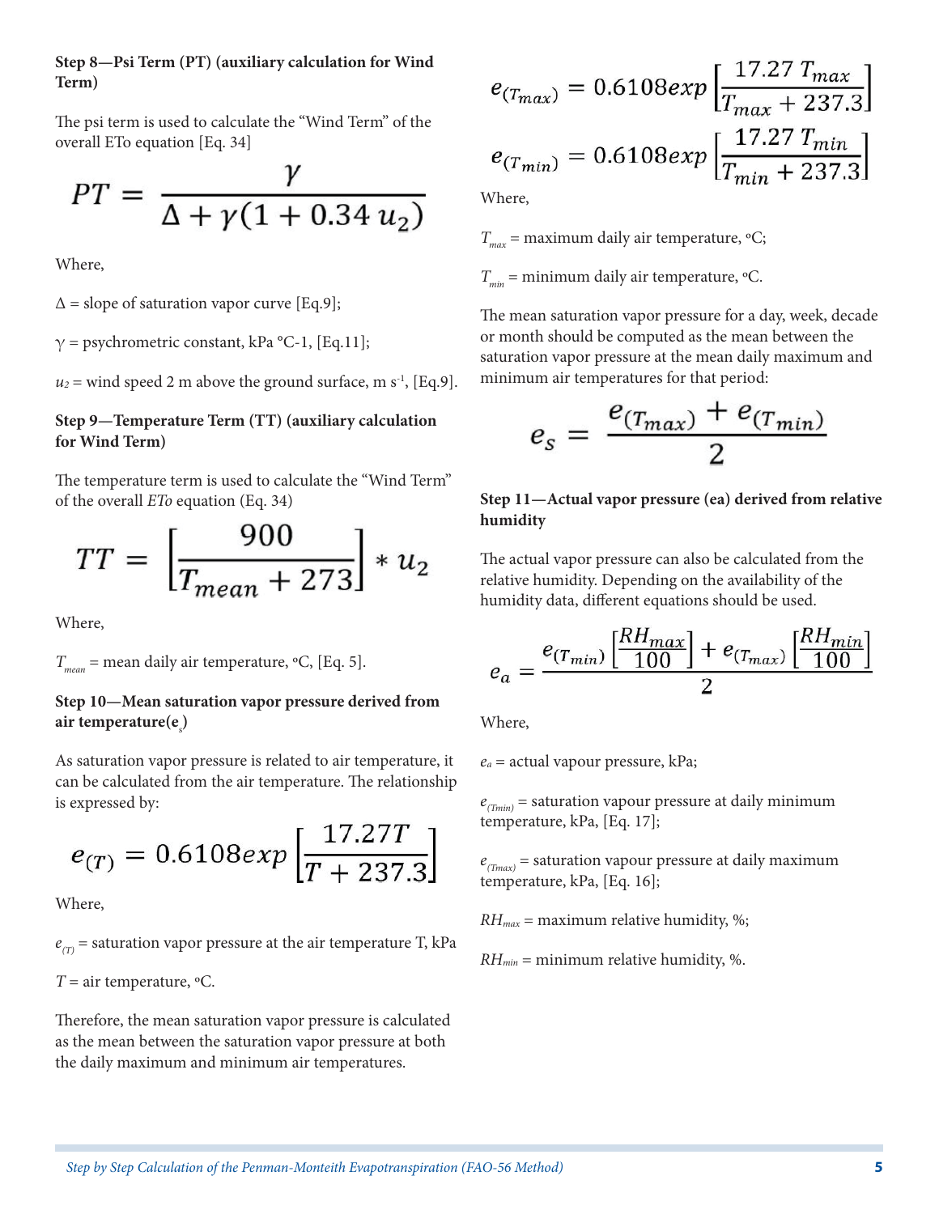**Step 8—Psi Term (PT) (auxiliary calculation for Wind Term)**

The psi term is used to calculate the "Wind Term" of the overall ETo equation [Eq. 34]

$$PT = \frac{\gamma}{\Delta + \gamma(1 + 0.34\, u_2)}$$

Where,

$\Delta$ = slope of saturation vapor curve [Eq.9];

$\gamma$ = psychrometric constant, kPa °C-1, [Eq.11];

$u_2$ = wind speed 2 m above the ground surface, m s$^{-1}$, [Eq.9].

**Step 9—Temperature Term (TT) (auxiliary calculation for Wind Term)**

The temperature term is used to calculate the "Wind Term" of the overall *ETo* equation (Eq. 34)

$$TT = \left[\frac{900}{T_{mean} + 273}\right] * u_2$$

Where,

$T_{mean}$ = mean daily air temperature, °C, [Eq. 5].

**Step 10—Mean saturation vapor pressure derived from air temperature($e_s$)**

As saturation vapor pressure is related to air temperature, it can be calculated from the air temperature. The relationship is expressed by:

$$e_{(T)} = 0.6108 exp\left[\frac{17.27T}{T + 237.3}\right]$$

Where,

$e_{(T)}$ = saturation vapor pressure at the air temperature T, kPa

$T$ = air temperature, °C.

Therefore, the mean saturation vapor pressure is calculated as the mean between the saturation vapor pressure at both the daily maximum and minimum air temperatures.

$$e_{(T_{max})} = 0.6108 exp\left[\frac{17.27\, T_{max}}{T_{max} + 237.3}\right]$$

$$e_{(T_{min})} = 0.6108 exp\left[\frac{17.27\, T_{min}}{T_{min} + 237.3}\right]$$

Where,

$T_{max}$ = maximum daily air temperature, °C;

$T_{min}$ = minimum daily air temperature, °C.

The mean saturation vapor pressure for a day, week, decade or month should be computed as the mean between the saturation vapor pressure at the mean daily maximum and minimum air temperatures for that period:

$$e_s = \frac{e_{(T_{max})} + e_{(T_{min})}}{2}$$

**Step 11—Actual vapor pressure (ea) derived from relative humidity**

The actual vapor pressure can also be calculated from the relative humidity. Depending on the availability of the humidity data, different equations should be used.

$$e_a = \frac{e_{(T_{min})}\left[\frac{RH_{max}}{100}\right] + e_{(T_{max})}\left[\frac{RH_{min}}{100}\right]}{2}$$

Where,

$e_a$ = actual vapour pressure, kPa;

$e_{(Tmin)}$ = saturation vapour pressure at daily minimum temperature, kPa, [Eq. 17];

$e_{(Tmax)}$ = saturation vapour pressure at daily maximum temperature, kPa, [Eq. 16];

$RH_{max}$ = maximum relative humidity, %;

$RH_{min}$ = minimum relative humidity, %.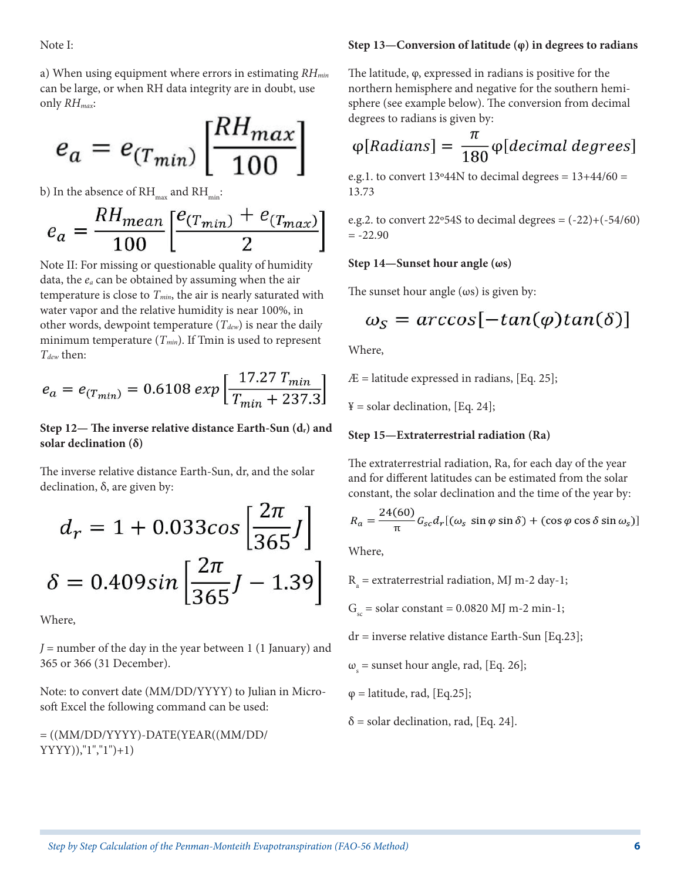Note I:

a) When using equipment where errors in estimating $RH_{min}$ can be large, or when RH data integrity are in doubt, use only $RH_{max}$:

$$e_a = e_{(T_{min})}\left[\frac{RH_{max}}{100}\right]$$

b) In the absence of $RH_{max}$ and $RH_{min}$:

$$e_a = \frac{RH_{mean}}{100}\left[\frac{e_{(T_{min})} + e_{(T_{max})}}{2}\right]$$

Note II: For missing or questionable quality of humidity data, the $e_a$ can be obtained by assuming when the air temperature is close to $T_{min}$, the air is nearly saturated with water vapor and the relative humidity is near 100%, in other words, dewpoint temperature ($T_{dew}$) is near the daily minimum temperature ($T_{min}$). If Tmin is used to represent $T_{dew}$ then:

$$e_a = e_{(T_{min})} = 0.6108\, exp\left[\frac{17.27\, T_{min}}{T_{min} + 237.3}\right]$$

**Step 12— The inverse relative distance Earth-Sun ($d_r$) and solar declination (δ)**

The inverse relative distance Earth-Sun, dr, and the solar declination, δ, are given by:

$$d_r = 1 + 0.033cos\left[\frac{2\pi}{365}J\right]$$

$$\delta = 0.409sin\left[\frac{2\pi}{365}J - 1.39\right]$$

Where,

$J$ = number of the day in the year between 1 (1 January) and 365 or 366 (31 December).

Note: to convert date (MM/DD/YYYY) to Julian in Microsoft Excel the following command can be used:

= ((MM/DD/YYYY)-DATE(YEAR((MM/DD/YYYY)),"1","1")+1)

**Step 13—Conversion of latitude (φ) in degrees to radians**

The latitude, φ, expressed in radians is positive for the northern hemisphere and negative for the southern hemisphere (see example below). The conversion from decimal degrees to radians is given by:

$$\varphi[Radians] = \frac{\pi}{180}\varphi[decimal\ degrees]$$

e.g.1. to convert 13°44N to decimal degrees = 13+44/60 = 13.73

e.g.2. to convert 22°54S to decimal degrees = (-22)+(-54/60) = -22.90

**Step 14—Sunset hour angle (ωs)**

The sunset hour angle (ωs) is given by:

$$\omega_S = arccos[-tan(\varphi)tan(\delta)]$$

Where,

Æ = latitude expressed in radians, [Eq. 25];

¥ = solar declination, [Eq. 24];

**Step 15—Extraterrestrial radiation (Ra)**

The extraterrestrial radiation, Ra, for each day of the year and for different latitudes can be estimated from the solar constant, the solar declination and the time of the year by:

$$R_a = \frac{24(60)}{\pi} G_{sc} d_r[(\omega_s\ \sin\varphi \sin\delta) + (\cos\varphi \cos\delta \sin\omega_s)]$$

Where,

$R_a$ = extraterrestrial radiation, MJ m-2 day-1;

$G_{sc}$ = solar constant = 0.0820 MJ m-2 min-1;

dr = inverse relative distance Earth-Sun [Eq.23];

$\omega_s$ = sunset hour angle, rad, [Eq. 26];

φ = latitude, rad, [Eq.25];

δ = solar declination, rad, [Eq. 24].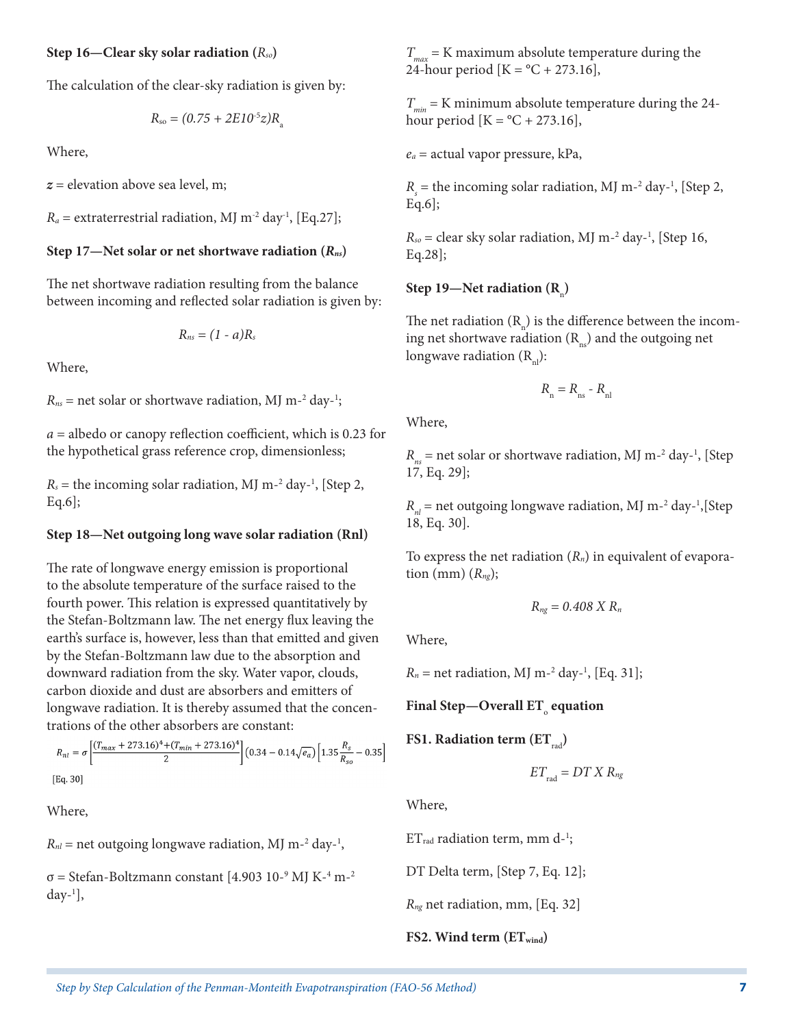**Step 16—Clear sky solar radiation ($R_{so}$)**

The calculation of the clear-sky radiation is given by:

$$R_{so} = (0.75 + 2E10^{-5}z)R_a$$

Where,

$z$ = elevation above sea level, m;

$R_a$ = extraterrestrial radiation, MJ $m^{-2}$ $day^{-1}$, [Eq.27];

**Step 17—Net solar or net shortwave radiation ($R_{ns}$)**

The net shortwave radiation resulting from the balance between incoming and reflected solar radiation is given by:

$$R_{ns} = (1 - a)R_s$$

Where,

$R_{ns}$ = net solar or shortwave radiation, MJ $m^{-2}$ $day^{-1}$;

$a$ = albedo or canopy reflection coefficient, which is 0.23 for the hypothetical grass reference crop, dimensionless;

$R_s$ = the incoming solar radiation, MJ $m^{-2}$ $day^{-1}$, [Step 2, Eq.6];

**Step 18—Net outgoing long wave solar radiation (Rnl)**

The rate of longwave energy emission is proportional to the absolute temperature of the surface raised to the fourth power. This relation is expressed quantitatively by the Stefan-Boltzmann law. The net energy flux leaving the earth's surface is, however, less than that emitted and given by the Stefan-Boltzmann law due to the absorption and downward radiation from the sky. Water vapor, clouds, carbon dioxide and dust are absorbers and emitters of longwave radiation. It is thereby assumed that the concentrations of the other absorbers are constant:

$$R_{nl} = \sigma\left[\frac{(T_{max}+273.16)^4+(T_{min}+273.16)^4}{2}\right]\left(0.34-0.14\sqrt{e_a}\right)\left[1.35\frac{R_s}{R_{so}}-0.35\right]$$

[Eq. 30]

Where,

$R_{nl}$ = net outgoing longwave radiation, MJ $m^{-2}$ $day^{-1}$,

$\sigma$ = Stefan-Boltzmann constant [4.903 $10^{-9}$ MJ $K^{-4}$ $m^{-2}$ $day^{-1}$],

$T_{max}$ = K maximum absolute temperature during the 24-hour period [K = °C + 273.16],

$T_{min}$ = K minimum absolute temperature during the 24-hour period [K = °C + 273.16],

$e_a$ = actual vapor pressure, kPa,

$R_s$ = the incoming solar radiation, MJ $m^{-2}$ $day^{-1}$, [Step 2, Eq.6];

$R_{so}$ = clear sky solar radiation, MJ $m^{-2}$ $day^{-1}$, [Step 16, Eq.28];

**Step 19—Net radiation ($R_n$)**

The net radiation ($R_n$) is the difference between the incoming net shortwave radiation ($R_{ns}$) and the outgoing net longwave radiation ($R_{nl}$):

$$R_n = R_{ns} - R_{nl}$$

Where,

$R_{ns}$ = net solar or shortwave radiation, MJ $m^{-2}$ $day^{-1}$, [Step 17, Eq. 29];

$R_{nl}$ = net outgoing longwave radiation, MJ $m^{-2}$ $day^{-1}$,[Step 18, Eq. 30].

To express the net radiation ($R_n$) in equivalent of evaporation (mm) ($R_{ng}$);

$$R_{ng} = 0.408 \text{ X } R_n$$

Where,

$R_n$ = net radiation, MJ $m^{-2}$ $day^{-1}$, [Eq. 31];

**Final Step—Overall $ET_o$ equation**

**FS1. Radiation term ($ET_{rad}$)**

$$ET_{rad} = DT \text{ X } R_{ng}$$

Where,

$ET_{rad}$ radiation term, mm $d^{-1}$;

DT Delta term, [Step 7, Eq. 12];

$R_{ng}$ net radiation, mm, [Eq. 32]

**FS2. Wind term ($ET_{wind}$)**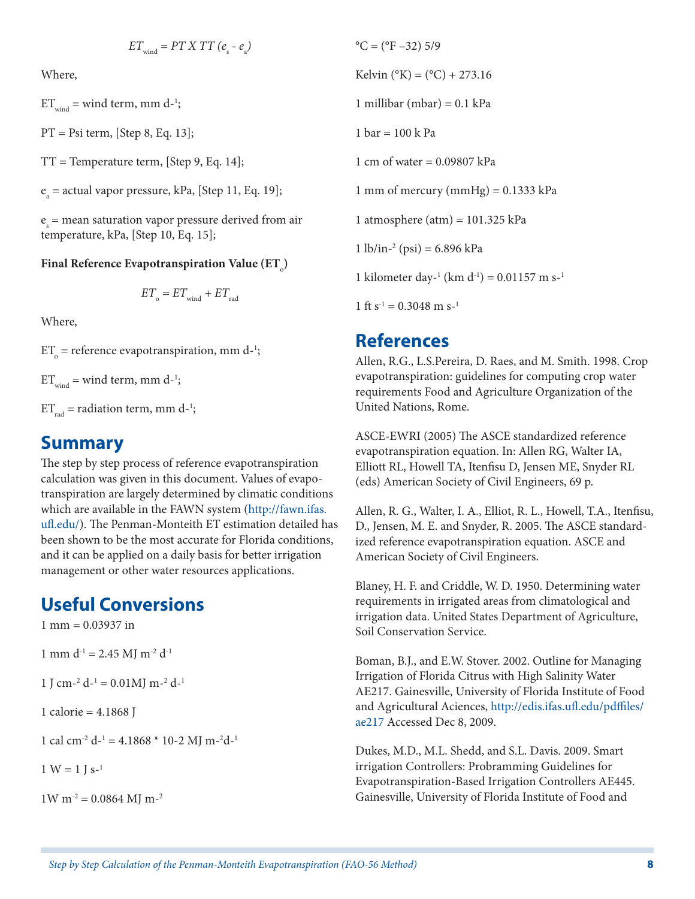$$ET_{wind} = PT \; X \; TT \; (e_s - e_a)$$

Where,

$ET_{wind}$ = wind term, mm $d^{-1}$;

PT = Psi term, [Step 8, Eq. 13];

TT = Temperature term, [Step 9, Eq. 14];

$e_a$ = actual vapor pressure, kPa, [Step 11, Eq. 19];

$e_s$ = mean saturation vapor pressure derived from air temperature, kPa, [Step 10, Eq. 15];

**Final Reference Evapotranspiration Value ($ET_o$)**

$$ET_o = ET_{wind} + ET_{rad}$$

Where,

$ET_o$ = reference evapotranspiration, mm $d^{-1}$;

$ET_{wind}$ = wind term, mm $d^{-1}$;

$ET_{rad}$ = radiation term, mm $d^{-1}$;

## Summary

The step by step process of reference evapotranspiration calculation was given in this document. Values of evapotranspiration are largely determined by climatic conditions which are available in the FAWN system (http://fawn.ifas.ufl.edu/). The Penman-Monteith ET estimation detailed has been shown to be the most accurate for Florida conditions, and it can be applied on a daily basis for better irrigation management or other water resources applications.

## Useful Conversions

1 mm = 0.03937 in

1 mm $d^{-1}$ = 2.45 MJ $m^{-2}$ $d^{-1}$

1 J $cm^{-2}$ $d^{-1}$ = 0.01MJ $m^{-2}$ $d^{-1}$

1 calorie = 4.1868 J

1 cal $cm^{-2}$ $d^{-1}$ = 4.1868 * 10-2 MJ $m^{-2}d^{-1}$

1 W = 1 J $s^{-1}$

1W $m^{-2}$ = 0.0864 MJ $m^{-2}$

°C = (°F –32) 5/9

Kelvin (°K) = (°C) + 273.16

1 millibar (mbar) = 0.1 kPa

1 bar = 100 k Pa

1 cm of water = 0.09807 kPa

1 mm of mercury (mmHg) = 0.1333 kPa

1 atmosphere (atm) = 101.325 kPa

1 lb/in$^{-2}$ (psi) = 6.896 kPa

1 kilometer day$^{-1}$ (km $d^{-1}$) = 0.01157 m $s^{-1}$

1 ft $s^{-1}$ = 0.3048 m $s^{-1}$

## References

Allen, R.G., L.S.Pereira, D. Raes, and M. Smith. 1998. Crop evapotranspiration: guidelines for computing crop water requirements Food and Agriculture Organization of the United Nations, Rome.

ASCE-EWRI (2005) The ASCE standardized reference evapotranspiration equation. In: Allen RG, Walter IA, Elliott RL, Howell TA, Itenfisu D, Jensen ME, Snyder RL (eds) American Society of Civil Engineers, 69 p.

Allen, R. G., Walter, I. A., Elliot, R. L., Howell, T.A., Itenfisu, D., Jensen, M. E. and Snyder, R. 2005. The ASCE standardized reference evapotranspiration equation. ASCE and American Society of Civil Engineers.

Blaney, H. F. and Criddle, W. D. 1950. Determining water requirements in irrigated areas from climatological and irrigation data. United States Department of Agriculture, Soil Conservation Service.

Boman, B.J., and E.W. Stover. 2002. Outline for Managing Irrigation of Florida Citrus with High Salinity Water AE217. Gainesville, University of Florida Institute of Food and Agricultural Aciences, http://edis.ifas.ufl.edu/pdffiles/ae217 Accessed Dec 8, 2009.

Dukes, M.D., M.L. Shedd, and S.L. Davis. 2009. Smart irrigation Controllers: Probramming Guidelines for Evapotranspiration-Based Irrigation Controllers AE445. Gainesville, University of Florida Institute of Food and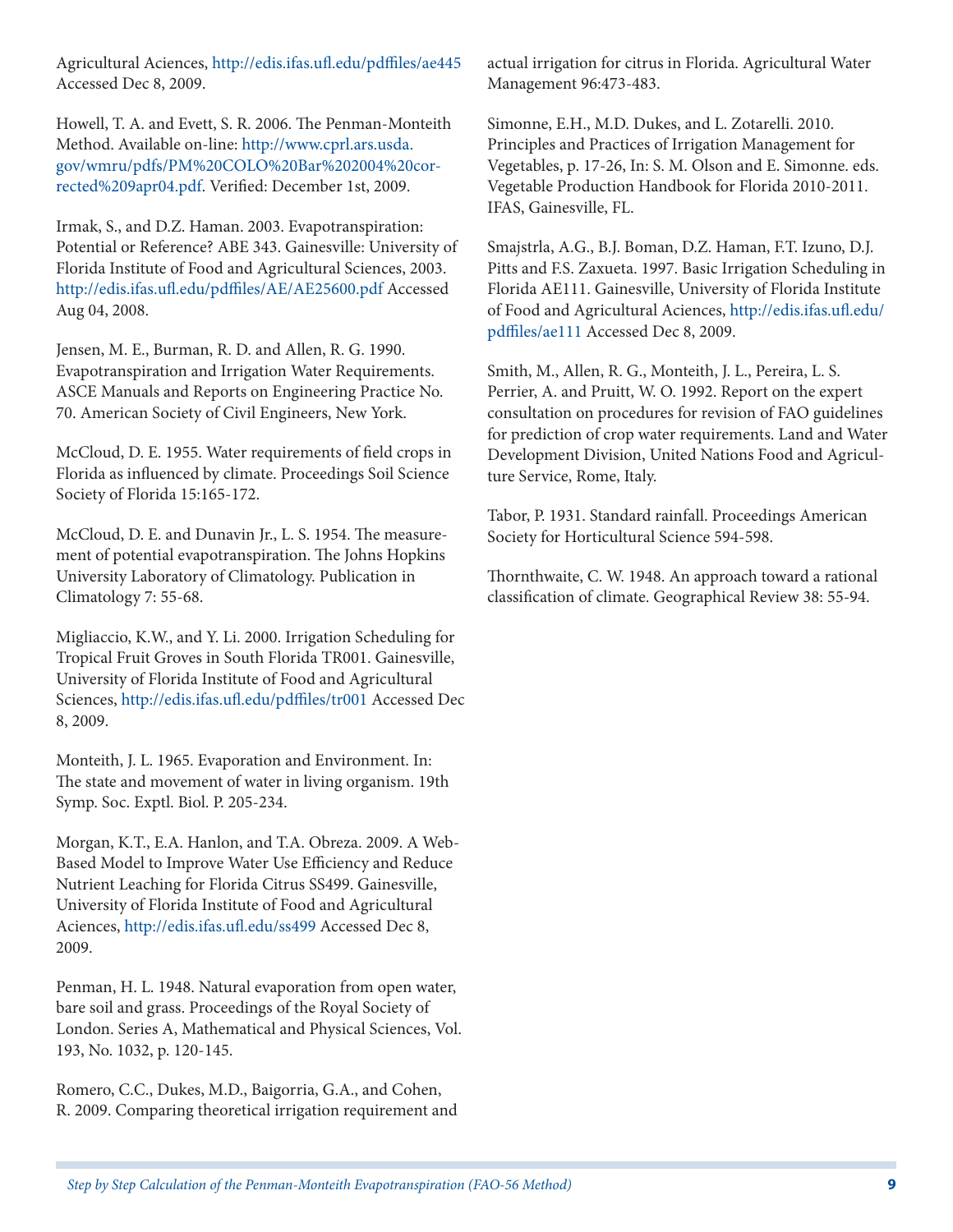Agricultural Aciences, http://edis.ifas.ufl.edu/pdffiles/ae445 Accessed Dec 8, 2009.

Howell, T. A. and Evett, S. R. 2006. The Penman-Monteith Method. Available on-line: http://www.cprl.ars.usda.gov/wmru/pdfs/PM%20COLO%20Bar%202004%20corrected%209apr04.pdf. Verified: December 1st, 2009.

Irmak, S., and D.Z. Haman. 2003. Evapotranspiration: Potential or Reference? ABE 343. Gainesville: University of Florida Institute of Food and Agricultural Sciences, 2003. http://edis.ifas.ufl.edu/pdffiles/AE/AE25600.pdf Accessed Aug 04, 2008.

Jensen, M. E., Burman, R. D. and Allen, R. G. 1990. Evapotranspiration and Irrigation Water Requirements. ASCE Manuals and Reports on Engineering Practice No. 70. American Society of Civil Engineers, New York.

McCloud, D. E. 1955. Water requirements of field crops in Florida as influenced by climate. Proceedings Soil Science Society of Florida 15:165-172.

McCloud, D. E. and Dunavin Jr., L. S. 1954. The measurement of potential evapotranspiration. The Johns Hopkins University Laboratory of Climatology. Publication in Climatology 7: 55-68.

Migliaccio, K.W., and Y. Li. 2000. Irrigation Scheduling for Tropical Fruit Groves in South Florida TR001. Gainesville, University of Florida Institute of Food and Agricultural Sciences, http://edis.ifas.ufl.edu/pdffiles/tr001 Accessed Dec 8, 2009.

Monteith, J. L. 1965. Evaporation and Environment. In: The state and movement of water in living organism. 19th Symp. Soc. Exptl. Biol. P. 205-234.

Morgan, K.T., E.A. Hanlon, and T.A. Obreza. 2009. A Web-Based Model to Improve Water Use Efficiency and Reduce Nutrient Leaching for Florida Citrus SS499. Gainesville, University of Florida Institute of Food and Agricultural Aciences, http://edis.ifas.ufl.edu/ss499 Accessed Dec 8, 2009.

Penman, H. L. 1948. Natural evaporation from open water, bare soil and grass. Proceedings of the Royal Society of London. Series A, Mathematical and Physical Sciences, Vol. 193, No. 1032, p. 120-145.

Romero, C.C., Dukes, M.D., Baigorria, G.A., and Cohen, R. 2009. Comparing theoretical irrigation requirement and actual irrigation for citrus in Florida. Agricultural Water Management 96:473-483.

Simonne, E.H., M.D. Dukes, and L. Zotarelli. 2010. Principles and Practices of Irrigation Management for Vegetables, p. 17-26, In: S. M. Olson and E. Simonne. eds. Vegetable Production Handbook for Florida 2010-2011. IFAS, Gainesville, FL.

Smajstrla, A.G., B.J. Boman, D.Z. Haman, F.T. Izuno, D.J. Pitts and F.S. Zaxueta. 1997. Basic Irrigation Scheduling in Florida AE111. Gainesville, University of Florida Institute of Food and Agricultural Aciences, http://edis.ifas.ufl.edu/pdffiles/ae111 Accessed Dec 8, 2009.

Smith, M., Allen, R. G., Monteith, J. L., Pereira, L. S. Perrier, A. and Pruitt, W. O. 1992. Report on the expert consultation on procedures for revision of FAO guidelines for prediction of crop water requirements. Land and Water Development Division, United Nations Food and Agriculture Service, Rome, Italy.

Tabor, P. 1931. Standard rainfall. Proceedings American Society for Horticultural Science 594-598.

Thornthwaite, C. W. 1948. An approach toward a rational classification of climate. Geographical Review 38: 55-94.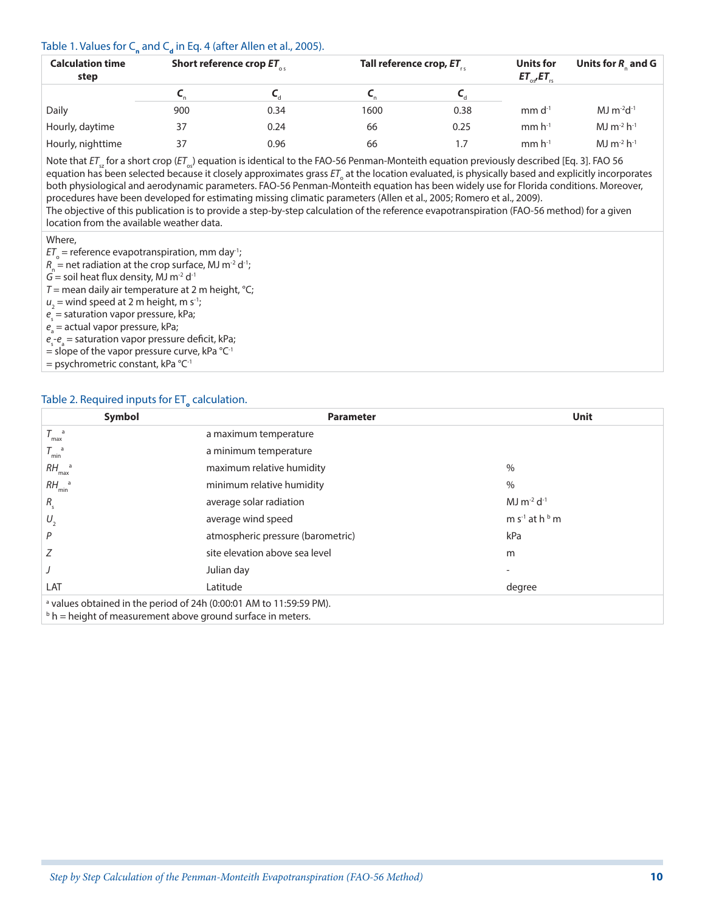Table 1. Values for $C_n$ and $C_d$ in Eq. 4 (after Allen et al., 2005).

| Calculation time step | Short reference crop $ET_{os}$ | | Tall reference crop, $ET_{rs}$ | | Units for $ET_{os}$,$ET_{rs}$ | Units for $R_n$ and G |
|---|---|---|---|---|---|---|
| | $C_n$ | $C_d$ | $C_n$ | $C_d$ | | |
| Daily | 900 | 0.34 | 1600 | 0.38 | mm $d^{-1}$ | MJ $m^{-2}d^{-1}$ |
| Hourly, daytime | 37 | 0.24 | 66 | 0.25 | mm $h^{-1}$ | MJ $m^{-2}$ $h^{-1}$ |
| Hourly, nighttime | 37 | 0.96 | 66 | 1.7 | mm $h^{-1}$ | MJ $m^{-2}$ $h^{-1}$ |

Note that $ET_{sz}$ for a short crop ($ET_{os}$) equation is identical to the FAO-56 Penman-Monteith equation previously described [Eq. 3]. FAO 56 equation has been selected because it closely approximates grass $ET_o$ at the location evaluated, is physically based and explicitly incorporates both physiological and aerodynamic parameters. FAO-56 Penman-Monteith equation has been widely use for Florida conditions. Moreover, procedures have been developed for estimating missing climatic parameters (Allen et al., 2005; Romero et al., 2009).
The objective of this publication is to provide a step-by-step calculation of the reference evapotranspiration (FAO-56 method) for a given location from the available weather data.

Where,
$ET_o$ = reference evapotranspiration, mm $day^{-1}$;
$R_n$ = net radiation at the crop surface, MJ $m^{-2}$ $d^{-1}$;
$G$ = soil heat flux density, MJ $m^{-2}$ $d^{-1}$
$T$ = mean daily air temperature at 2 m height, °C;
$u_2$ = wind speed at 2 m height, m $s^{-1}$;
$e_s$ = saturation vapor pressure, kPa;
$e_a$ = actual vapor pressure, kPa;
$e_s$-$e_a$ = saturation vapor pressure deficit, kPa;
= slope of the vapor pressure curve, kPa °$C^{-1}$
= psychrometric constant, kPa °$C^{-1}$

Table 2. Required inputs for $ET_o$ calculation.

| Symbol | Parameter | Unit |
|---|---|---|
| $T_{max}$ [a] | a maximum temperature | |
| $T_{min}$ [a] | a minimum temperature | |
| $RH_{max}$ [a] | maximum relative humidity | % |
| $RH_{min}$ [a] | minimum relative humidity | % |
| $R_s$ | average solar radiation | MJ $m^{-2}$ $d^{-1}$ |
| $U_2$ | average wind speed | m $s^{-1}$ at h [b] m |
| $P$ | atmospheric pressure (barometric) | kPa |
| $Z$ | site elevation above sea level | m |
| $J$ | Julian day | - |
| LAT | Latitude | degree |

[a] values obtained in the period of 24h (0:00:01 AM to 11:59:59 PM).
[b] h = height of measurement above ground surface in meters.